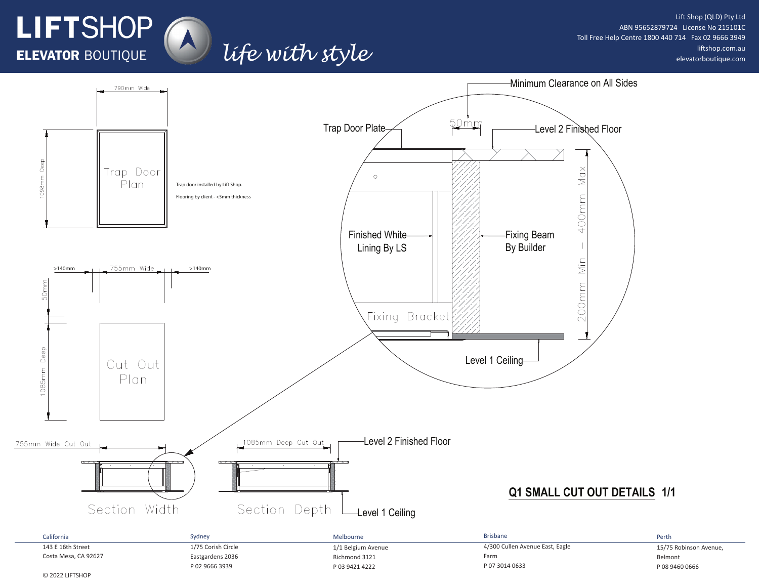# LIFTSHOP ELEVATOR BOUTIQUE

*life with style*

Lift Shop (QLD) Pty Ltd
ABN 95652879724 License No 215101C
Toll Free Help Centre 1800 440 714 Fax 02 9666 3949
liftshop.com.au
elevatorboutique.com

790mm Wide

1038mm Deep

Trap Door Plan

Trap door installed by Lift Shop.

Flooring by client - <5mm thickness

>140mm 755mm Wide >140mm

50mm

1085mm Deep

Cut Out Plan

Minimum Clearance on All Sides

50mm

Trap Door Plate

Level 2 Finished Floor

Finished White Lining By LS

Fixing Beam By Builder

200mm Min – 400mm Max

Fixing Bracket

Level 1 Ceiling

755mm Wide Cut Out

1085mm Deep Cut Out

Level 2 Finished Floor

Section Width

Section Depth

Level 1 Ceiling

## Q1 SMALL CUT OUT DETAILS 1/1

| California | Sydney | Melbourne | Brisbane | Perth |
| --- | --- | --- | --- | --- |
| 143 E 16th Street | 1/75 Corish Circle | 1/1 Belgium Avenue | 4/300 Cullen Avenue East, Eagle | 15/75 Robinson Avenue, |
| Costa Mesa, CA 92627 | Eastgardens 2036 | Richmond 3121 | Farm | Belmont |
| | P 02 9666 3939 | P 03 9421 4222 | P 07 3014 0633 | P 08 9460 0666 |

© 2022 LIFTSHOP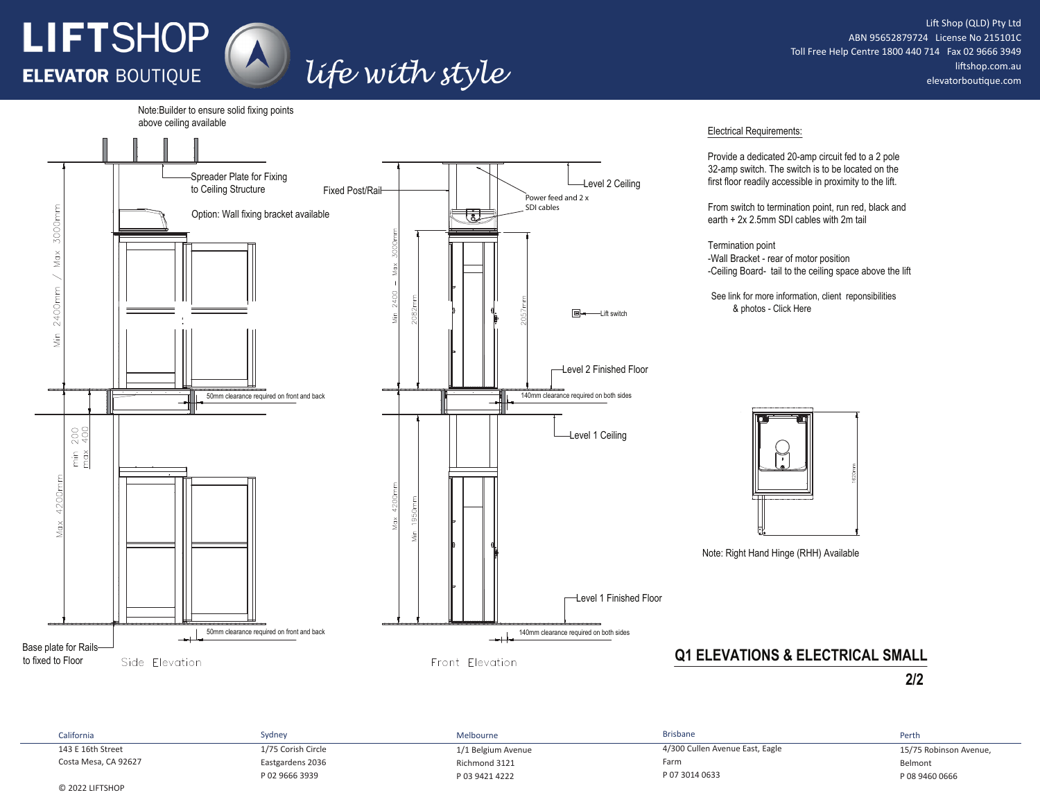# LIFTSHOP ELEVATOR BOUTIQUE

*life with style*

Lift Shop (QLD) Pty Ltd
ABN 95652879724 License No 215101C
Toll Free Help Centre 1800 440 714 Fax 02 9666 3949
liftshop.com.au
elevatorboutique.com

Note: Builder to ensure solid fixing points above ceiling available

Spreader Plate for Fixing to Ceiling Structure

Option: Wall fixing bracket available

Fixed Post/Rail

Min 2400mm / Max 3000mm

min 200 max 400

Max 4200mm

50mm clearance required on front and back

50mm clearance required on front and back

Base plate for Rails to fixed to Floor

Side Elevation

Level 2 Ceiling

Power feed and 2 x SDI cables

Min 2400 – Max 3000mm

2082mm

2057mm

Lift switch

Level 2 Finished Floor

140mm clearance required on both sides

Level 1 Ceiling

Max 4200mm

Min 1950mm

Level 1 Finished Floor

140mm clearance required on both sides

Front Elevation

## Electrical Requirements:

Provide a dedicated 20-amp circuit fed to a 2 pole 32-amp switch. The switch is to be located on the first floor readily accessible in proximity to the lift.

From switch to termination point, run red, black and earth + 2x 2.5mm SDI cables with 2m tail

Termination point
-Wall Bracket - rear of motor position
-Ceiling Board- tail to the ceiling space above the lift

See link for more information, client reponsibilities & photos - Click Here

1620mm

Note: Right Hand Hinge (RHH) Available

## Q1 ELEVATIONS & ELECTRICAL SMALL

**2/2**

| California | Sydney | Melbourne | Brisbane | Perth |
|---|---|---|---|---|
| 143 E 16th Street<br>Costa Mesa, CA 92627 | 1/75 Corish Circle<br>Eastgardens 2036<br>P 02 9666 3939 | 1/1 Belgium Avenue<br>Richmond 3121<br>P 03 9421 4222 | 4/300 Cullen Avenue East, Eagle Farm<br>P 07 3014 0633 | 15/75 Robinson Avenue, Belmont<br>P 08 9460 0666 |

© 2022 LIFTSHOP